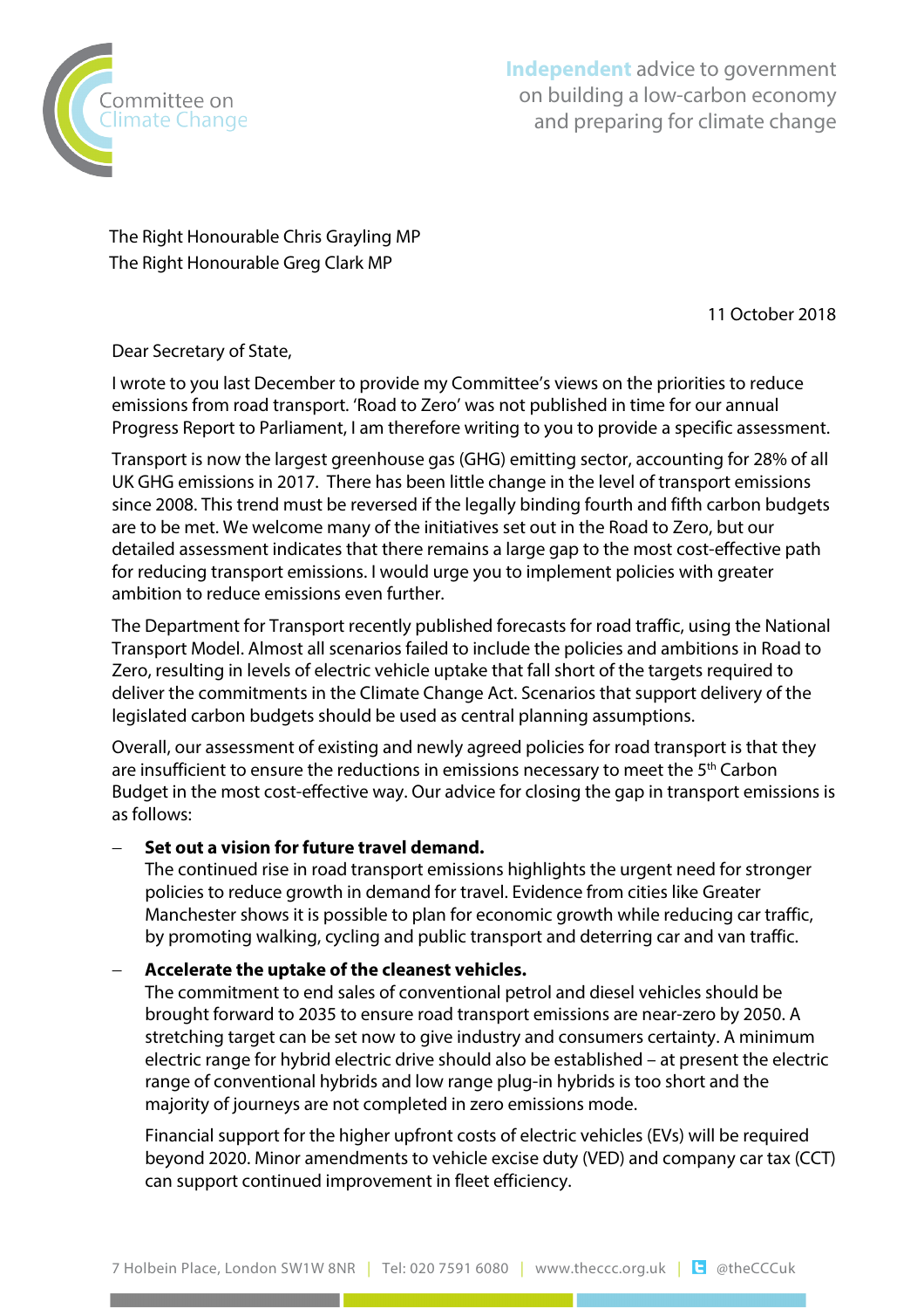Committee on Climate Change

**Independent** advice to government on building a low-carbon economy and preparing for climate change

The Right Honourable Chris Grayling MP
The Right Honourable Greg Clark MP

11 October 2018

Dear Secretary of State,

I wrote to you last December to provide my Committee's views on the priorities to reduce emissions from road transport. 'Road to Zero' was not published in time for our annual Progress Report to Parliament, I am therefore writing to you to provide a specific assessment.

Transport is now the largest greenhouse gas (GHG) emitting sector, accounting for 28% of all UK GHG emissions in 2017. There has been little change in the level of transport emissions since 2008. This trend must be reversed if the legally binding fourth and fifth carbon budgets are to be met. We welcome many of the initiatives set out in the Road to Zero, but our detailed assessment indicates that there remains a large gap to the most cost-effective path for reducing transport emissions. I would urge you to implement policies with greater ambition to reduce emissions even further.

The Department for Transport recently published forecasts for road traffic, using the National Transport Model. Almost all scenarios failed to include the policies and ambitions in Road to Zero, resulting in levels of electric vehicle uptake that fall short of the targets required to deliver the commitments in the Climate Change Act. Scenarios that support delivery of the legislated carbon budgets should be used as central planning assumptions.

Overall, our assessment of existing and newly agreed policies for road transport is that they are insufficient to ensure the reductions in emissions necessary to meet the 5th Carbon Budget in the most cost-effective way. Our advice for closing the gap in transport emissions is as follows:

- **Set out a vision for future travel demand.**
  The continued rise in road transport emissions highlights the urgent need for stronger policies to reduce growth in demand for travel. Evidence from cities like Greater Manchester shows it is possible to plan for economic growth while reducing car traffic, by promoting walking, cycling and public transport and deterring car and van traffic.

- **Accelerate the uptake of the cleanest vehicles.**
  The commitment to end sales of conventional petrol and diesel vehicles should be brought forward to 2035 to ensure road transport emissions are near-zero by 2050. A stretching target can be set now to give industry and consumers certainty. A minimum electric range for hybrid electric drive should also be established – at present the electric range of conventional hybrids and low range plug-in hybrids is too short and the majority of journeys are not completed in zero emissions mode.

  Financial support for the higher upfront costs of electric vehicles (EVs) will be required beyond 2020. Minor amendments to vehicle excise duty (VED) and company car tax (CCT) can support continued improvement in fleet efficiency.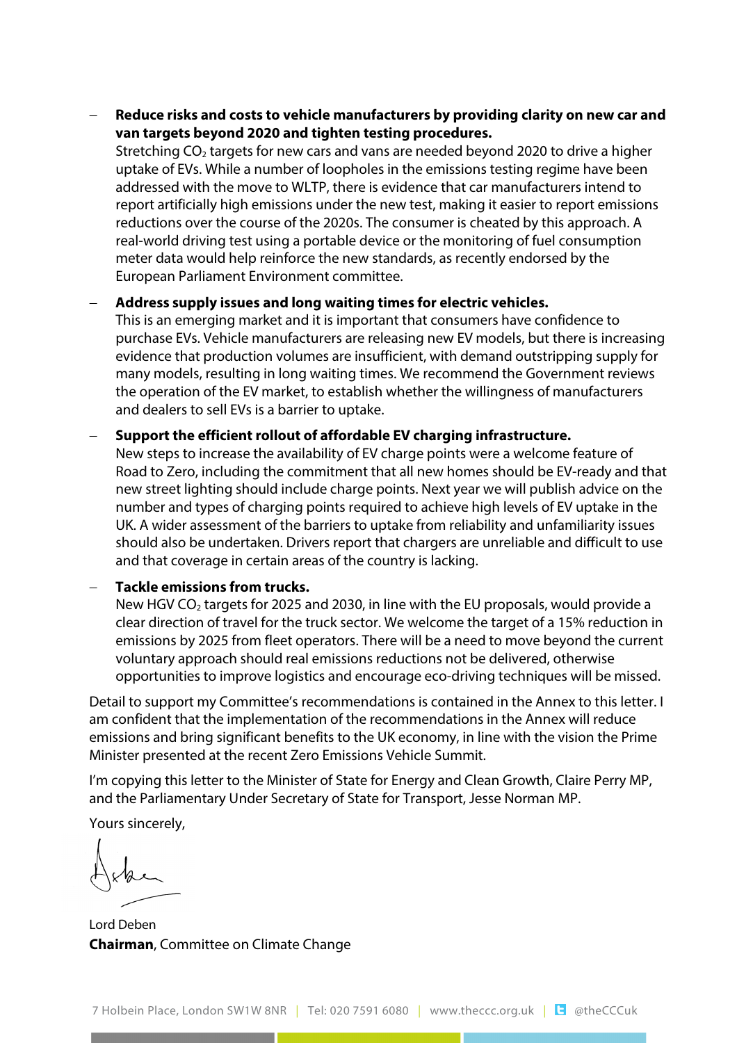- **Reduce risks and costs to vehicle manufacturers by providing clarity on new car and van targets beyond 2020 and tighten testing procedures.**
  Stretching $CO_2$ targets for new cars and vans are needed beyond 2020 to drive a higher uptake of EVs. While a number of loopholes in the emissions testing regime have been addressed with the move to WLTP, there is evidence that car manufacturers intend to report artificially high emissions under the new test, making it easier to report emissions reductions over the course of the 2020s. The consumer is cheated by this approach. A real-world driving test using a portable device or the monitoring of fuel consumption meter data would help reinforce the new standards, as recently endorsed by the European Parliament Environment committee.

- **Address supply issues and long waiting times for electric vehicles.**
  This is an emerging market and it is important that consumers have confidence to purchase EVs. Vehicle manufacturers are releasing new EV models, but there is increasing evidence that production volumes are insufficient, with demand outstripping supply for many models, resulting in long waiting times. We recommend the Government reviews the operation of the EV market, to establish whether the willingness of manufacturers and dealers to sell EVs is a barrier to uptake.

- **Support the efficient rollout of affordable EV charging infrastructure.**
  New steps to increase the availability of EV charge points were a welcome feature of Road to Zero, including the commitment that all new homes should be EV-ready and that new street lighting should include charge points. Next year we will publish advice on the number and types of charging points required to achieve high levels of EV uptake in the UK. A wider assessment of the barriers to uptake from reliability and unfamiliarity issues should also be undertaken. Drivers report that chargers are unreliable and difficult to use and that coverage in certain areas of the country is lacking.

- **Tackle emissions from trucks.**
  New HGV $CO_2$ targets for 2025 and 2030, in line with the EU proposals, would provide a clear direction of travel for the truck sector. We welcome the target of a 15% reduction in emissions by 2025 from fleet operators. There will be a need to move beyond the current voluntary approach should real emissions reductions not be delivered, otherwise opportunities to improve logistics and encourage eco-driving techniques will be missed.

Detail to support my Committee's recommendations is contained in the Annex to this letter. I am confident that the implementation of the recommendations in the Annex will reduce emissions and bring significant benefits to the UK economy, in line with the vision the Prime Minister presented at the recent Zero Emissions Vehicle Summit.

I'm copying this letter to the Minister of State for Energy and Clean Growth, Claire Perry MP, and the Parliamentary Under Secretary of State for Transport, Jesse Norman MP.

Yours sincerely,

Lord Deben
**Chairman**, Committee on Climate Change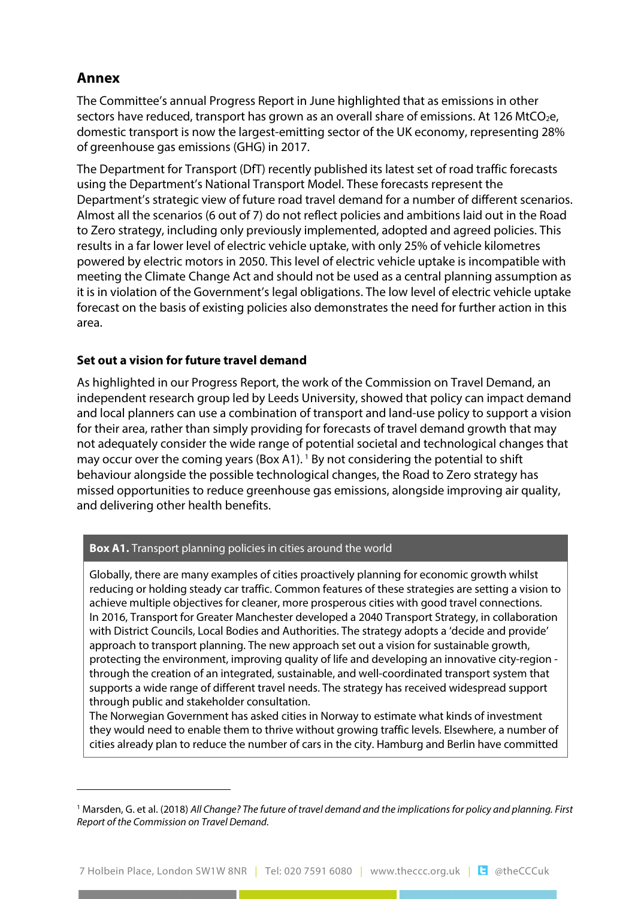## Annex

The Committee's annual Progress Report in June highlighted that as emissions in other sectors have reduced, transport has grown as an overall share of emissions. At 126 $MtCO_2e$, domestic transport is now the largest-emitting sector of the UK economy, representing 28% of greenhouse gas emissions (GHG) in 2017.

The Department for Transport (DfT) recently published its latest set of road traffic forecasts using the Department's National Transport Model. These forecasts represent the Department's strategic view of future road travel demand for a number of different scenarios. Almost all the scenarios (6 out of 7) do not reflect policies and ambitions laid out in the Road to Zero strategy, including only previously implemented, adopted and agreed policies. This results in a far lower level of electric vehicle uptake, with only 25% of vehicle kilometres powered by electric motors in 2050. This level of electric vehicle uptake is incompatible with meeting the Climate Change Act and should not be used as a central planning assumption as it is in violation of the Government's legal obligations. The low level of electric vehicle uptake forecast on the basis of existing policies also demonstrates the need for further action in this area.

### Set out a vision for future travel demand

As highlighted in our Progress Report, the work of the Commission on Travel Demand, an independent research group led by Leeds University, showed that policy can impact demand and local planners can use a combination of transport and land-use policy to support a vision for their area, rather than simply providing for forecasts of travel demand growth that may not adequately consider the wide range of potential societal and technological changes that may occur over the coming years (Box A1).[1] By not considering the potential to shift behaviour alongside the possible technological changes, the Road to Zero strategy has missed opportunities to reduce greenhouse gas emissions, alongside improving air quality, and delivering other health benefits.

**Box A1.** Transport planning policies in cities around the world

Globally, there are many examples of cities proactively planning for economic growth whilst reducing or holding steady car traffic. Common features of these strategies are setting a vision to achieve multiple objectives for cleaner, more prosperous cities with good travel connections.
In 2016, Transport for Greater Manchester developed a 2040 Transport Strategy, in collaboration with District Councils, Local Bodies and Authorities. The strategy adopts a 'decide and provide' approach to transport planning. The new approach set out a vision for sustainable growth, protecting the environment, improving quality of life and developing an innovative city-region - through the creation of an integrated, sustainable, and well-coordinated transport system that supports a wide range of different travel needs. The strategy has received widespread support through public and stakeholder consultation.
The Norwegian Government has asked cities in Norway to estimate what kinds of investment they would need to enable them to thrive without growing traffic levels. Elsewhere, a number of cities already plan to reduce the number of cars in the city. Hamburg and Berlin have committed

[1] Marsden, G. et al. (2018) *All Change? The future of travel demand and the implications for policy and planning. First Report of the Commission on Travel Demand.*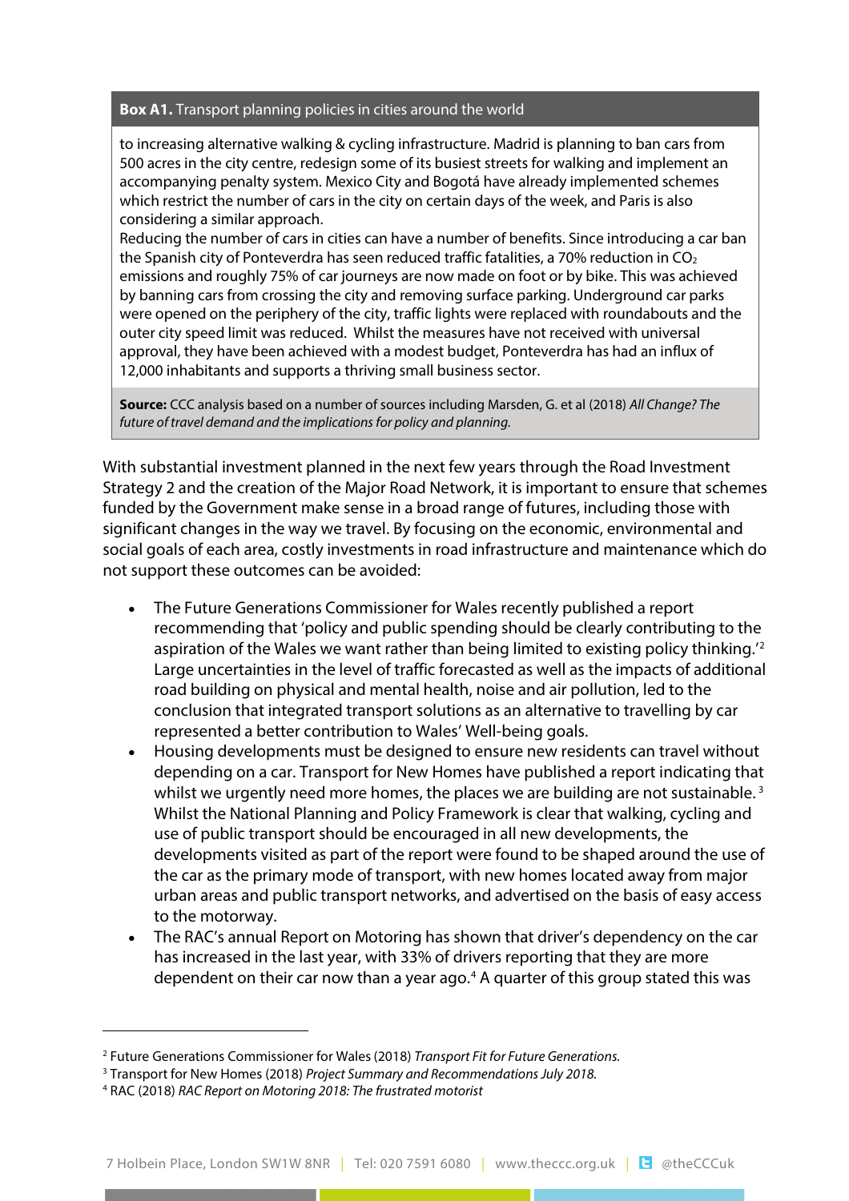**Box A1.** Transport planning policies in cities around the world

to increasing alternative walking & cycling infrastructure. Madrid is planning to ban cars from 500 acres in the city centre, redesign some of its busiest streets for walking and implement an accompanying penalty system. Mexico City and Bogotá have already implemented schemes which restrict the number of cars in the city on certain days of the week, and Paris is also considering a similar approach.

Reducing the number of cars in cities can have a number of benefits. Since introducing a car ban the Spanish city of Ponteverdra has seen reduced traffic fatalities, a 70% reduction in $CO_2$ emissions and roughly 75% of car journeys are now made on foot or by bike. This was achieved by banning cars from crossing the city and removing surface parking. Underground car parks were opened on the periphery of the city, traffic lights were replaced with roundabouts and the outer city speed limit was reduced. Whilst the measures have not received with universal approval, they have been achieved with a modest budget, Ponteverdra has had an influx of 12,000 inhabitants and supports a thriving small business sector.

**Source:** CCC analysis based on a number of sources including Marsden, G. et al (2018) *All Change? The future of travel demand and the implications for policy and planning.*

With substantial investment planned in the next few years through the Road Investment Strategy 2 and the creation of the Major Road Network, it is important to ensure that schemes funded by the Government make sense in a broad range of futures, including those with significant changes in the way we travel. By focusing on the economic, environmental and social goals of each area, costly investments in road infrastructure and maintenance which do not support these outcomes can be avoided:

- The Future Generations Commissioner for Wales recently published a report recommending that 'policy and public spending should be clearly contributing to the aspiration of the Wales we want rather than being limited to existing policy thinking.'[2] Large uncertainties in the level of traffic forecasted as well as the impacts of additional road building on physical and mental health, noise and air pollution, led to the conclusion that integrated transport solutions as an alternative to travelling by car represented a better contribution to Wales' Well-being goals.
- Housing developments must be designed to ensure new residents can travel without depending on a car. Transport for New Homes have published a report indicating that whilst we urgently need more homes, the places we are building are not sustainable.[3] Whilst the National Planning and Policy Framework is clear that walking, cycling and use of public transport should be encouraged in all new developments, the developments visited as part of the report were found to be shaped around the use of the car as the primary mode of transport, with new homes located away from major urban areas and public transport networks, and advertised on the basis of easy access to the motorway.
- The RAC's annual Report on Motoring has shown that driver's dependency on the car has increased in the last year, with 33% of drivers reporting that they are more dependent on their car now than a year ago.[4] A quarter of this group stated this was

[2] Future Generations Commissioner for Wales (2018) *Transport Fit for Future Generations.*

[3] Transport for New Homes (2018) *Project Summary and Recommendations July 2018.*

[4] RAC (2018) *RAC Report on Motoring 2018: The frustrated motorist*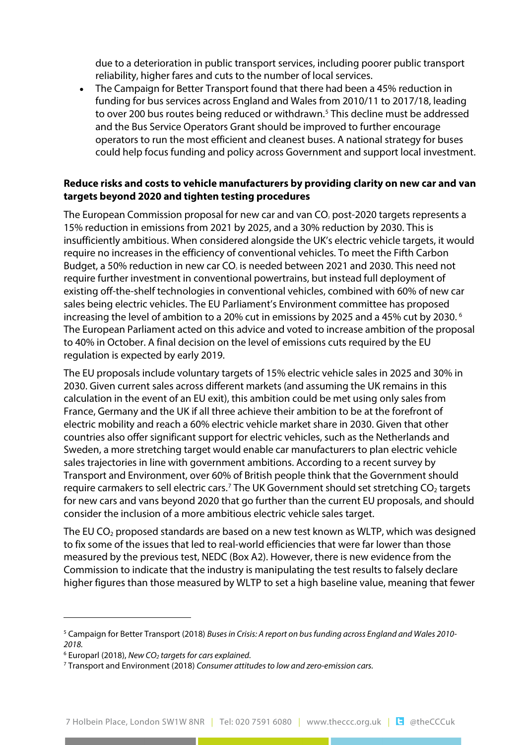due to a deterioration in public transport services, including poorer public transport reliability, higher fares and cuts to the number of local services.

- The Campaign for Better Transport found that there had been a 45% reduction in funding for bus services across England and Wales from 2010/11 to 2017/18, leading to over 200 bus routes being reduced or withdrawn.[5] This decline must be addressed and the Bus Service Operators Grant should be improved to further encourage operators to run the most efficient and cleanest buses. A national strategy for buses could help focus funding and policy across Government and support local investment.

**Reduce risks and costs to vehicle manufacturers by providing clarity on new car and van targets beyond 2020 and tighten testing procedures**

The European Commission proposal for new car and van $CO_2$ post-2020 targets represents a 15% reduction in emissions from 2021 by 2025, and a 30% reduction by 2030. This is insufficiently ambitious. When considered alongside the UK's electric vehicle targets, it would require no increases in the efficiency of conventional vehicles. To meet the Fifth Carbon Budget, a 50% reduction in new car $CO_2$ is needed between 2021 and 2030. This need not require further investment in conventional powertrains, but instead full deployment of existing off-the-shelf technologies in conventional vehicles, combined with 60% of new car sales being electric vehicles. The EU Parliament's Environment committee has proposed increasing the level of ambition to a 20% cut in emissions by 2025 and a 45% cut by 2030.[6] The European Parliament acted on this advice and voted to increase ambition of the proposal to 40% in October. A final decision on the level of emissions cuts required by the EU regulation is expected by early 2019.

The EU proposals include voluntary targets of 15% electric vehicle sales in 2025 and 30% in 2030. Given current sales across different markets (and assuming the UK remains in this calculation in the event of an EU exit), this ambition could be met using only sales from France, Germany and the UK if all three achieve their ambition to be at the forefront of electric mobility and reach a 60% electric vehicle market share in 2030. Given that other countries also offer significant support for electric vehicles, such as the Netherlands and Sweden, a more stretching target would enable car manufacturers to plan electric vehicle sales trajectories in line with government ambitions. According to a recent survey by Transport and Environment, over 60% of British people think that the Government should require carmakers to sell electric cars.[7] The UK Government should set stretching $CO_2$ targets for new cars and vans beyond 2020 that go further than the current EU proposals, and should consider the inclusion of a more ambitious electric vehicle sales target.

The EU $CO_2$ proposed standards are based on a new test known as WLTP, which was designed to fix some of the issues that led to real-world efficiencies that were far lower than those measured by the previous test, NEDC (Box A2). However, there is new evidence from the Commission to indicate that the industry is manipulating the test results to falsely declare higher figures than those measured by WLTP to set a high baseline value, meaning that fewer

---

[5] Campaign for Better Transport (2018) *Buses in Crisis: A report on bus funding across England and Wales 2010-2018.*

[6] Europarl (2018), *New $CO_2$ targets for cars explained.*

[7] Transport and Environment (2018) *Consumer attitudes to low and zero-emission cars.*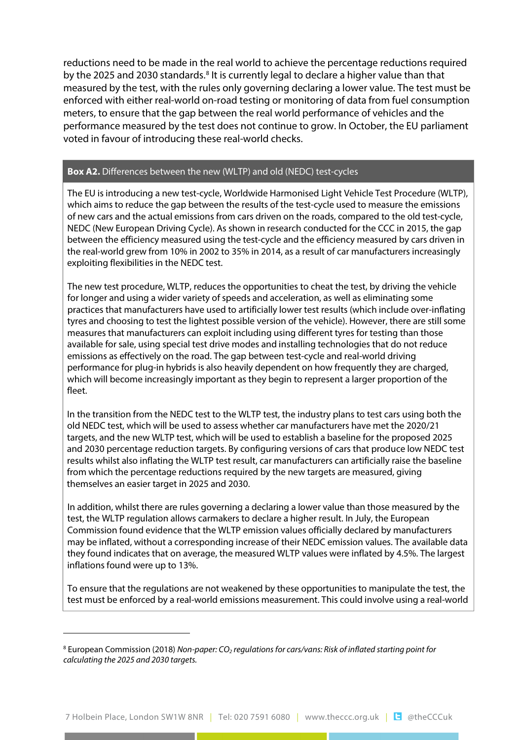reductions need to be made in the real world to achieve the percentage reductions required by the 2025 and 2030 standards.[8] It is currently legal to declare a higher value than that measured by the test, with the rules only governing declaring a lower value. The test must be enforced with either real-world on-road testing or monitoring of data from fuel consumption meters, to ensure that the gap between the real world performance of vehicles and the performance measured by the test does not continue to grow. In October, the EU parliament voted in favour of introducing these real-world checks.

**Box A2.** Differences between the new (WLTP) and old (NEDC) test-cycles

The EU is introducing a new test-cycle, Worldwide Harmonised Light Vehicle Test Procedure (WLTP), which aims to reduce the gap between the results of the test-cycle used to measure the emissions of new cars and the actual emissions from cars driven on the roads, compared to the old test-cycle, NEDC (New European Driving Cycle). As shown in research conducted for the CCC in 2015, the gap between the efficiency measured using the test-cycle and the efficiency measured by cars driven in the real-world grew from 10% in 2002 to 35% in 2014, as a result of car manufacturers increasingly exploiting flexibilities in the NEDC test.

The new test procedure, WLTP, reduces the opportunities to cheat the test, by driving the vehicle for longer and using a wider variety of speeds and acceleration, as well as eliminating some practices that manufacturers have used to artificially lower test results (which include over-inflating tyres and choosing to test the lightest possible version of the vehicle). However, there are still some measures that manufacturers can exploit including using different tyres for testing than those available for sale, using special test drive modes and installing technologies that do not reduce emissions as effectively on the road. The gap between test-cycle and real-world driving performance for plug-in hybrids is also heavily dependent on how frequently they are charged, which will become increasingly important as they begin to represent a larger proportion of the fleet.

In the transition from the NEDC test to the WLTP test, the industry plans to test cars using both the old NEDC test, which will be used to assess whether car manufacturers have met the 2020/21 targets, and the new WLTP test, which will be used to establish a baseline for the proposed 2025 and 2030 percentage reduction targets. By configuring versions of cars that produce low NEDC test results whilst also inflating the WLTP test result, car manufacturers can artificially raise the baseline from which the percentage reductions required by the new targets are measured, giving themselves an easier target in 2025 and 2030.

In addition, whilst there are rules governing a declaring a lower value than those measured by the test, the WLTP regulation allows carmakers to declare a higher result. In July, the European Commission found evidence that the WLTP emission values officially declared by manufacturers may be inflated, without a corresponding increase of their NEDC emission values. The available data they found indicates that on average, the measured WLTP values were inflated by 4.5%. The largest inflations found were up to 13%.

To ensure that the regulations are not weakened by these opportunities to manipulate the test, the test must be enforced by a real-world emissions measurement. This could involve using a real-world

[8] European Commission (2018) *Non-paper: $CO_2$ regulations for cars/vans: Risk of inflated starting point for calculating the 2025 and 2030 targets.*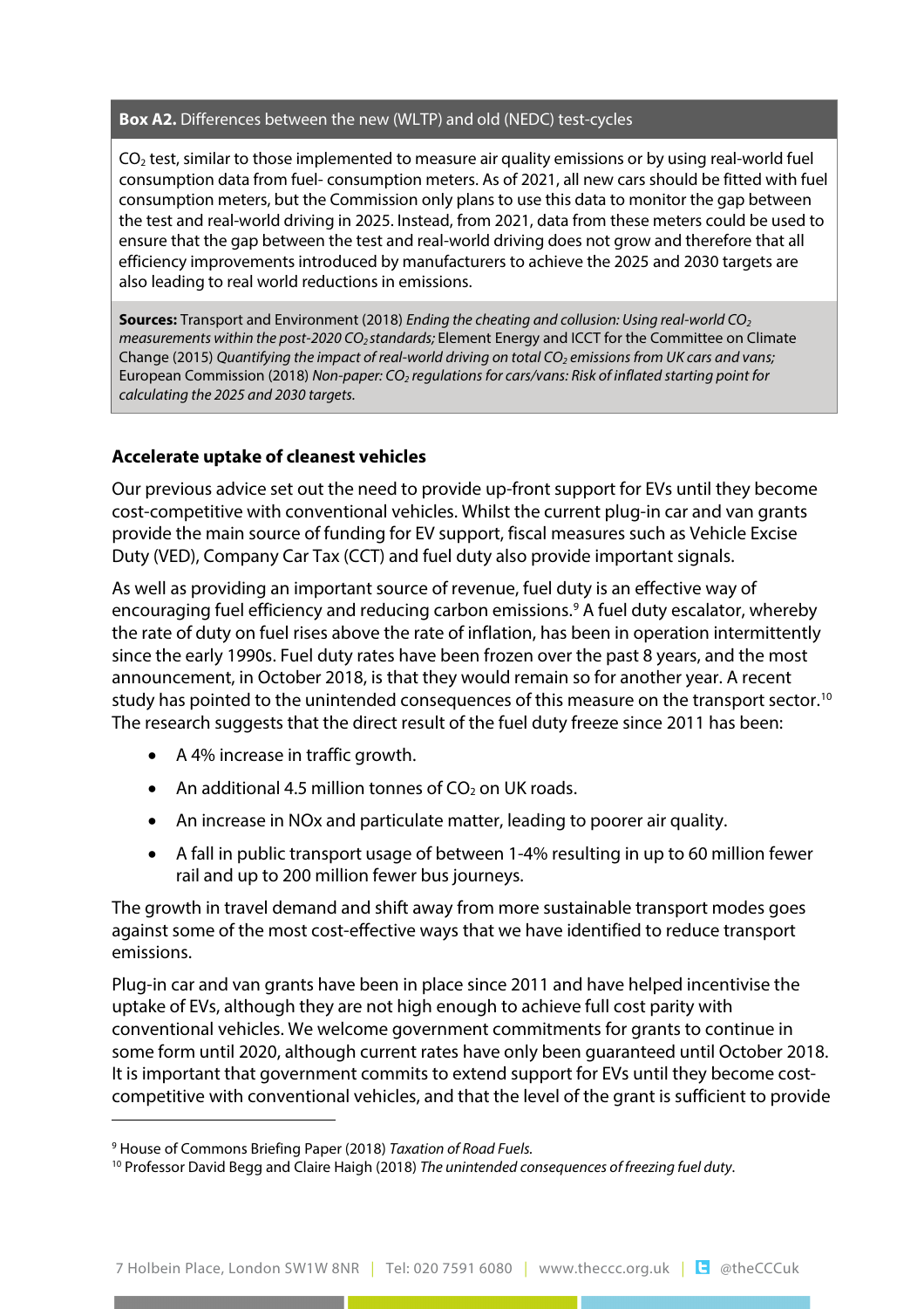**Box A2.** Differences between the new (WLTP) and old (NEDC) test-cycles

$CO_2$ test, similar to those implemented to measure air quality emissions or by using real-world fuel consumption data from fuel- consumption meters. As of 2021, all new cars should be fitted with fuel consumption meters, but the Commission only plans to use this data to monitor the gap between the test and real-world driving in 2025. Instead, from 2021, data from these meters could be used to ensure that the gap between the test and real-world driving does not grow and therefore that all efficiency improvements introduced by manufacturers to achieve the 2025 and 2030 targets are also leading to real world reductions in emissions.

**Sources:** Transport and Environment (2018) *Ending the cheating and collusion: Using real-world $CO_2$ measurements within the post-2020 $CO_2$ standards;* Element Energy and ICCT for the Committee on Climate Change (2015) *Quantifying the impact of real-world driving on total $CO_2$ emissions from UK cars and vans;* European Commission (2018) *Non-paper: $CO_2$ regulations for cars/vans: Risk of inflated starting point for calculating the 2025 and 2030 targets.*

### Accelerate uptake of cleanest vehicles

Our previous advice set out the need to provide up-front support for EVs until they become cost-competitive with conventional vehicles. Whilst the current plug-in car and van grants provide the main source of funding for EV support, fiscal measures such as Vehicle Excise Duty (VED), Company Car Tax (CCT) and fuel duty also provide important signals.

As well as providing an important source of revenue, fuel duty is an effective way of encouraging fuel efficiency and reducing carbon emissions.[9] A fuel duty escalator, whereby the rate of duty on fuel rises above the rate of inflation, has been in operation intermittently since the early 1990s. Fuel duty rates have been frozen over the past 8 years, and the most announcement, in October 2018, is that they would remain so for another year. A recent study has pointed to the unintended consequences of this measure on the transport sector.[10] The research suggests that the direct result of the fuel duty freeze since 2011 has been:

- A 4% increase in traffic growth.
- An additional 4.5 million tonnes of $CO_2$ on UK roads.
- An increase in NOx and particulate matter, leading to poorer air quality.
- A fall in public transport usage of between 1-4% resulting in up to 60 million fewer rail and up to 200 million fewer bus journeys.

The growth in travel demand and shift away from more sustainable transport modes goes against some of the most cost-effective ways that we have identified to reduce transport emissions.

Plug-in car and van grants have been in place since 2011 and have helped incentivise the uptake of EVs, although they are not high enough to achieve full cost parity with conventional vehicles. We welcome government commitments for grants to continue in some form until 2020, although current rates have only been guaranteed until October 2018. It is important that government commits to extend support for EVs until they become cost-competitive with conventional vehicles, and that the level of the grant is sufficient to provide

[9] House of Commons Briefing Paper (2018) *Taxation of Road Fuels.*

[10] Professor David Begg and Claire Haigh (2018) *The unintended consequences of freezing fuel duty*.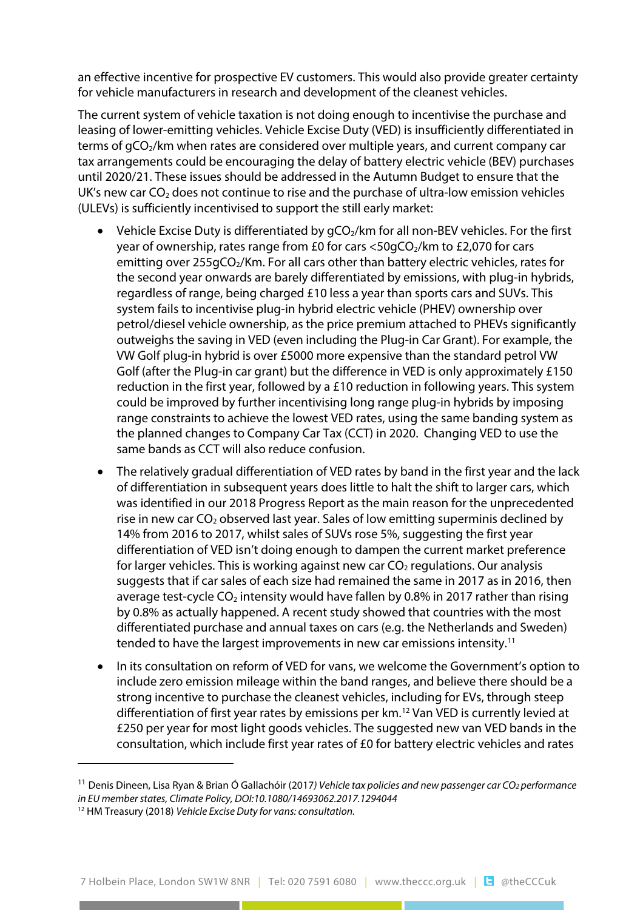an effective incentive for prospective EV customers. This would also provide greater certainty for vehicle manufacturers in research and development of the cleanest vehicles.

The current system of vehicle taxation is not doing enough to incentivise the purchase and leasing of lower-emitting vehicles. Vehicle Excise Duty (VED) is insufficiently differentiated in terms of $gCO_2$/km when rates are considered over multiple years, and current company car tax arrangements could be encouraging the delay of battery electric vehicle (BEV) purchases until 2020/21. These issues should be addressed in the Autumn Budget to ensure that the UK's new car $CO_2$ does not continue to rise and the purchase of ultra-low emission vehicles (ULEVs) is sufficiently incentivised to support the still early market:

- Vehicle Excise Duty is differentiated by $gCO_2$/km for all non-BEV vehicles. For the first year of ownership, rates range from £0 for cars <50$gCO_2$/km to £2,070 for cars emitting over 255$gCO_2$/Km. For all cars other than battery electric vehicles, rates for the second year onwards are barely differentiated by emissions, with plug-in hybrids, regardless of range, being charged £10 less a year than sports cars and SUVs. This system fails to incentivise plug-in hybrid electric vehicle (PHEV) ownership over petrol/diesel vehicle ownership, as the price premium attached to PHEVs significantly outweighs the saving in VED (even including the Plug-in Car Grant). For example, the VW Golf plug-in hybrid is over £5000 more expensive than the standard petrol VW Golf (after the Plug-in car grant) but the difference in VED is only approximately £150 reduction in the first year, followed by a £10 reduction in following years. This system could be improved by further incentivising long range plug-in hybrids by imposing range constraints to achieve the lowest VED rates, using the same banding system as the planned changes to Company Car Tax (CCT) in 2020. Changing VED to use the same bands as CCT will also reduce confusion.
- The relatively gradual differentiation of VED rates by band in the first year and the lack of differentiation in subsequent years does little to halt the shift to larger cars, which was identified in our 2018 Progress Report as the main reason for the unprecedented rise in new car $CO_2$ observed last year. Sales of low emitting superminis declined by 14% from 2016 to 2017, whilst sales of SUVs rose 5%, suggesting the first year differentiation of VED isn't doing enough to dampen the current market preference for larger vehicles. This is working against new car $CO_2$ regulations. Our analysis suggests that if car sales of each size had remained the same in 2017 as in 2016, then average test-cycle $CO_2$ intensity would have fallen by 0.8% in 2017 rather than rising by 0.8% as actually happened. A recent study showed that countries with the most differentiated purchase and annual taxes on cars (e.g. the Netherlands and Sweden) tended to have the largest improvements in new car emissions intensity.[11]
- In its consultation on reform of VED for vans, we welcome the Government's option to include zero emission mileage within the band ranges, and believe there should be a strong incentive to purchase the cleanest vehicles, including for EVs, through steep differentiation of first year rates by emissions per km.[12] Van VED is currently levied at £250 per year for most light goods vehicles. The suggested new van VED bands in the consultation, which include first year rates of £0 for battery electric vehicles and rates

[11] Denis Dineen, Lisa Ryan & Brian Ó Gallachóir (2017*) Vehicle tax policies and new passenger car $CO_2$ performance in EU member states, Climate Policy, DOI:10.1080/14693062.2017.1294044*

[12] HM Treasury (2018) *Vehicle Excise Duty for vans: consultation.*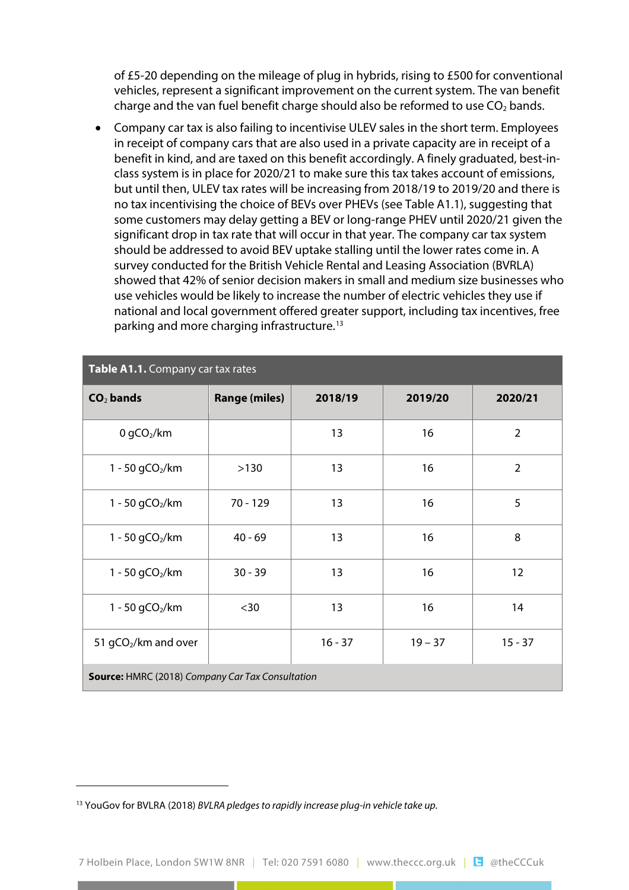of £5-20 depending on the mileage of plug in hybrids, rising to £500 for conventional vehicles, represent a significant improvement on the current system. The van benefit charge and the van fuel benefit charge should also be reformed to use $CO_2$ bands.

- Company car tax is also failing to incentivise ULEV sales in the short term. Employees in receipt of company cars that are also used in a private capacity are in receipt of a benefit in kind, and are taxed on this benefit accordingly. A finely graduated, best-in-class system is in place for 2020/21 to make sure this tax takes account of emissions, but until then, ULEV tax rates will be increasing from 2018/19 to 2019/20 and there is no tax incentivising the choice of BEVs over PHEVs (see Table A1.1), suggesting that some customers may delay getting a BEV or long-range PHEV until 2020/21 given the significant drop in tax rate that will occur in that year. The company car tax system should be addressed to avoid BEV uptake stalling until the lower rates come in. A survey conducted for the British Vehicle Rental and Leasing Association (BVRLA) showed that 42% of senior decision makers in small and medium size businesses who use vehicles would be likely to increase the number of electric vehicles they use if national and local government offered greater support, including tax incentives, free parking and more charging infrastructure.[13]

**Table A1.1.** Company car tax rates

| $CO_2$ bands | Range (miles) | 2018/19 | 2019/20 | 2020/21 |
|---|---|---|---|---|
| 0 $gCO_2$/km | | 13 | 16 | 2 |
| 1 - 50 $gCO_2$/km | >130 | 13 | 16 | 2 |
| 1 - 50 $gCO_2$/km | 70 - 129 | 13 | 16 | 5 |
| 1 - 50 $gCO_2$/km | 40 - 69 | 13 | 16 | 8 |
| 1 - 50 $gCO_2$/km | 30 - 39 | 13 | 16 | 12 |
| 1 - 50 $gCO_2$/km | <30 | 13 | 16 | 14 |
| 51 $gCO_2$/km and over | | 16 - 37 | 19 – 37 | 15 - 37 |

**Source:** HMRC (2018) *Company Car Tax Consultation*

[13] YouGov for BVLRA (2018) *BVLRA pledges to rapidly increase plug-in vehicle take up.*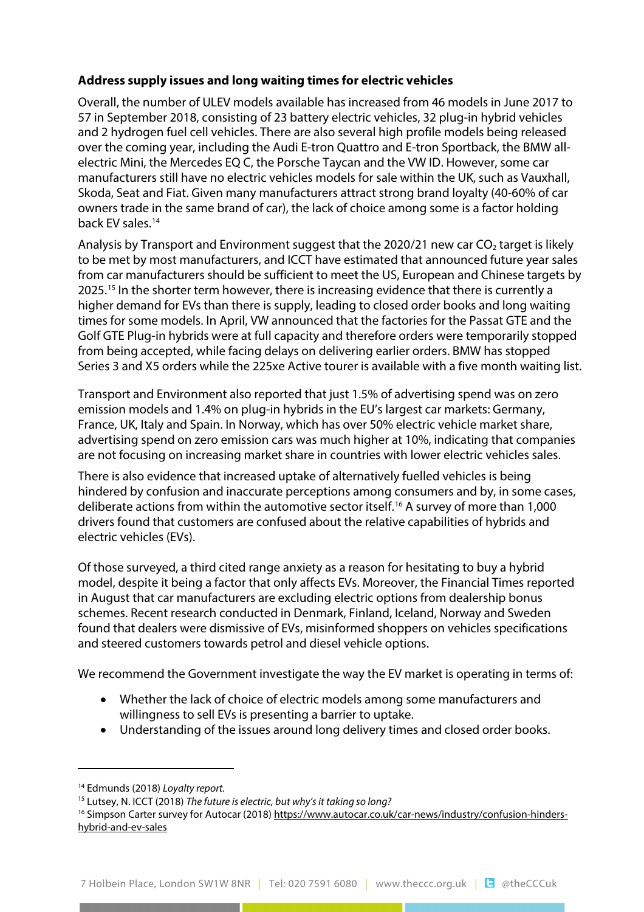**Address supply issues and long waiting times for electric vehicles**

Overall, the number of ULEV models available has increased from 46 models in June 2017 to 57 in September 2018, consisting of 23 battery electric vehicles, 32 plug-in hybrid vehicles and 2 hydrogen fuel cell vehicles. There are also several high profile models being released over the coming year, including the Audi E-tron Quattro and E-tron Sportback, the BMW all-electric Mini, the Mercedes EQ C, the Porsche Taycan and the VW ID. However, some car manufacturers still have no electric vehicles models for sale within the UK, such as Vauxhall, Skoda, Seat and Fiat. Given many manufacturers attract strong brand loyalty (40-60% of car owners trade in the same brand of car), the lack of choice among some is a factor holding back EV sales.[14]

Analysis by Transport and Environment suggest that the 2020/21 new car $CO_2$ target is likely to be met by most manufacturers, and ICCT have estimated that announced future year sales from car manufacturers should be sufficient to meet the US, European and Chinese targets by 2025.[15] In the shorter term however, there is increasing evidence that there is currently a higher demand for EVs than there is supply, leading to closed order books and long waiting times for some models. In April, VW announced that the factories for the Passat GTE and the Golf GTE Plug-in hybrids were at full capacity and therefore orders were temporarily stopped from being accepted, while facing delays on delivering earlier orders. BMW has stopped Series 3 and X5 orders while the 225xe Active tourer is available with a five month waiting list.

Transport and Environment also reported that just 1.5% of advertising spend was on zero emission models and 1.4% on plug-in hybrids in the EU's largest car markets: Germany, France, UK, Italy and Spain. In Norway, which has over 50% electric vehicle market share, advertising spend on zero emission cars was much higher at 10%, indicating that companies are not focusing on increasing market share in countries with lower electric vehicles sales.

There is also evidence that increased uptake of alternatively fuelled vehicles is being hindered by confusion and inaccurate perceptions among consumers and by, in some cases, deliberate actions from within the automotive sector itself.[16] A survey of more than 1,000 drivers found that customers are confused about the relative capabilities of hybrids and electric vehicles (EVs).

Of those surveyed, a third cited range anxiety as a reason for hesitating to buy a hybrid model, despite it being a factor that only affects EVs. Moreover, the Financial Times reported in August that car manufacturers are excluding electric options from dealership bonus schemes. Recent research conducted in Denmark, Finland, Iceland, Norway and Sweden found that dealers were dismissive of EVs, misinformed shoppers on vehicles specifications and steered customers towards petrol and diesel vehicle options.

We recommend the Government investigate the way the EV market is operating in terms of:

- Whether the lack of choice of electric models among some manufacturers and willingness to sell EVs is presenting a barrier to uptake.
- Understanding of the issues around long delivery times and closed order books.

---

[14] Edmunds (2018) *Loyalty report.*

[15] Lutsey, N. ICCT (2018) *The future is electric, but why's it taking so long?*

[16] Simpson Carter survey for Autocar (2018) https://www.autocar.co.uk/car-news/industry/confusion-hinders-hybrid-and-ev-sales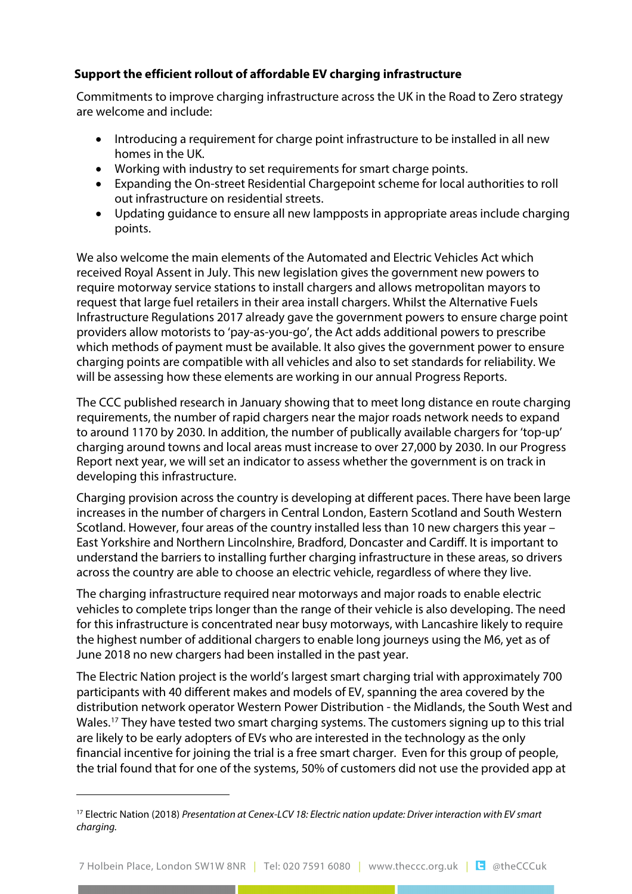**Support the efficient rollout of affordable EV charging infrastructure**

Commitments to improve charging infrastructure across the UK in the Road to Zero strategy are welcome and include:

- Introducing a requirement for charge point infrastructure to be installed in all new homes in the UK.
- Working with industry to set requirements for smart charge points.
- Expanding the On-street Residential Chargepoint scheme for local authorities to roll out infrastructure on residential streets.
- Updating guidance to ensure all new lampposts in appropriate areas include charging points.

We also welcome the main elements of the Automated and Electric Vehicles Act which received Royal Assent in July. This new legislation gives the government new powers to require motorway service stations to install chargers and allows metropolitan mayors to request that large fuel retailers in their area install chargers. Whilst the Alternative Fuels Infrastructure Regulations 2017 already gave the government powers to ensure charge point providers allow motorists to 'pay-as-you-go', the Act adds additional powers to prescribe which methods of payment must be available. It also gives the government power to ensure charging points are compatible with all vehicles and also to set standards for reliability. We will be assessing how these elements are working in our annual Progress Reports.

The CCC published research in January showing that to meet long distance en route charging requirements, the number of rapid chargers near the major roads network needs to expand to around 1170 by 2030. In addition, the number of publically available chargers for 'top-up' charging around towns and local areas must increase to over 27,000 by 2030. In our Progress Report next year, we will set an indicator to assess whether the government is on track in developing this infrastructure.

Charging provision across the country is developing at different paces. There have been large increases in the number of chargers in Central London, Eastern Scotland and South Western Scotland. However, four areas of the country installed less than 10 new chargers this year – East Yorkshire and Northern Lincolnshire, Bradford, Doncaster and Cardiff. It is important to understand the barriers to installing further charging infrastructure in these areas, so drivers across the country are able to choose an electric vehicle, regardless of where they live.

The charging infrastructure required near motorways and major roads to enable electric vehicles to complete trips longer than the range of their vehicle is also developing. The need for this infrastructure is concentrated near busy motorways, with Lancashire likely to require the highest number of additional chargers to enable long journeys using the M6, yet as of June 2018 no new chargers had been installed in the past year.

The Electric Nation project is the world's largest smart charging trial with approximately 700 participants with 40 different makes and models of EV, spanning the area covered by the distribution network operator Western Power Distribution - the Midlands, the South West and Wales.[17] They have tested two smart charging systems. The customers signing up to this trial are likely to be early adopters of EVs who are interested in the technology as the only financial incentive for joining the trial is a free smart charger. Even for this group of people, the trial found that for one of the systems, 50% of customers did not use the provided app at

[17] Electric Nation (2018) *Presentation at Cenex-LCV 18: Electric nation update: Driver interaction with EV smart charging.*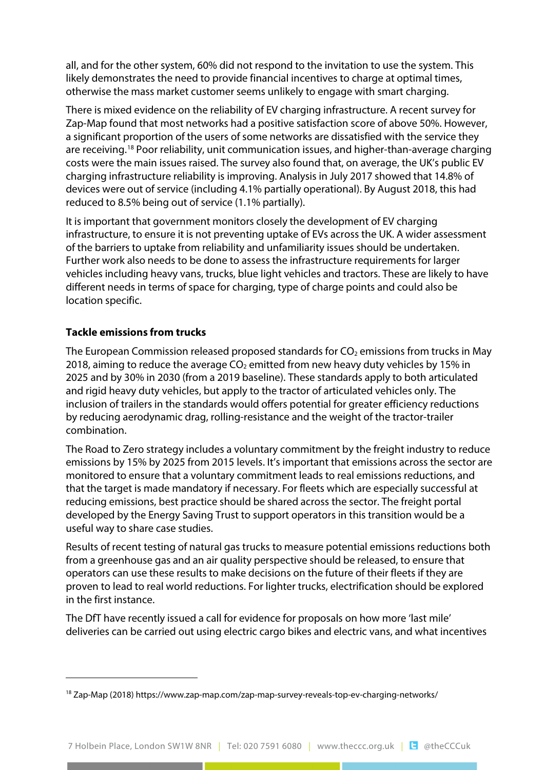all, and for the other system, 60% did not respond to the invitation to use the system. This likely demonstrates the need to provide financial incentives to charge at optimal times, otherwise the mass market customer seems unlikely to engage with smart charging.

There is mixed evidence on the reliability of EV charging infrastructure. A recent survey for Zap-Map found that most networks had a positive satisfaction score of above 50%. However, a significant proportion of the users of some networks are dissatisfied with the service they are receiving.[18] Poor reliability, unit communication issues, and higher-than-average charging costs were the main issues raised. The survey also found that, on average, the UK's public EV charging infrastructure reliability is improving. Analysis in July 2017 showed that 14.8% of devices were out of service (including 4.1% partially operational). By August 2018, this had reduced to 8.5% being out of service (1.1% partially).

It is important that government monitors closely the development of EV charging infrastructure, to ensure it is not preventing uptake of EVs across the UK. A wider assessment of the barriers to uptake from reliability and unfamiliarity issues should be undertaken. Further work also needs to be done to assess the infrastructure requirements for larger vehicles including heavy vans, trucks, blue light vehicles and tractors. These are likely to have different needs in terms of space for charging, type of charge points and could also be location specific.

**Tackle emissions from trucks**

The European Commission released proposed standards for $CO_2$ emissions from trucks in May 2018, aiming to reduce the average $CO_2$ emitted from new heavy duty vehicles by 15% in 2025 and by 30% in 2030 (from a 2019 baseline). These standards apply to both articulated and rigid heavy duty vehicles, but apply to the tractor of articulated vehicles only. The inclusion of trailers in the standards would offers potential for greater efficiency reductions by reducing aerodynamic drag, rolling-resistance and the weight of the tractor-trailer combination.

The Road to Zero strategy includes a voluntary commitment by the freight industry to reduce emissions by 15% by 2025 from 2015 levels. It's important that emissions across the sector are monitored to ensure that a voluntary commitment leads to real emissions reductions, and that the target is made mandatory if necessary. For fleets which are especially successful at reducing emissions, best practice should be shared across the sector. The freight portal developed by the Energy Saving Trust to support operators in this transition would be a useful way to share case studies.

Results of recent testing of natural gas trucks to measure potential emissions reductions both from a greenhouse gas and an air quality perspective should be released, to ensure that operators can use these results to make decisions on the future of their fleets if they are proven to lead to real world reductions. For lighter trucks, electrification should be explored in the first instance.

The DfT have recently issued a call for evidence for proposals on how more 'last mile' deliveries can be carried out using electric cargo bikes and electric vans, and what incentives

---

[18] Zap-Map (2018) https://www.zap-map.com/zap-map-survey-reveals-top-ev-charging-networks/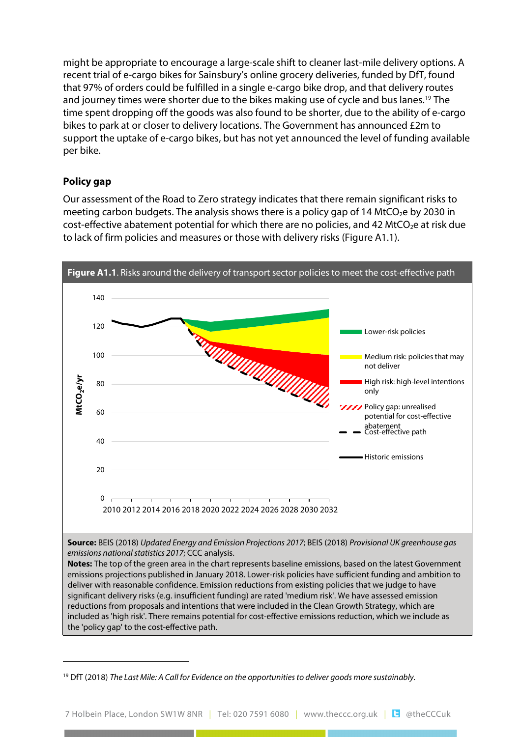might be appropriate to encourage a large-scale shift to cleaner last-mile delivery options. A recent trial of e-cargo bikes for Sainsbury's online grocery deliveries, funded by DfT, found that 97% of orders could be fulfilled in a single e-cargo bike drop, and that delivery routes and journey times were shorter due to the bikes making use of cycle and bus lanes.[19] The time spent dropping off the goods was also found to be shorter, due to the ability of e-cargo bikes to park at or closer to delivery locations. The Government has announced £2m to support the uptake of e-cargo bikes, but has not yet announced the level of funding available per bike.

**Policy gap**

Our assessment of the Road to Zero strategy indicates that there remain significant risks to meeting carbon budgets. The analysis shows there is a policy gap of 14 $MtCO_2e$ by 2030 in cost-effective abatement potential for which there are no policies, and 42 $MtCO_2e$ at risk due to lack of firm policies and measures or those with delivery risks (Figure A1.1).

**Figure A1.1**. Risks around the delivery of transport sector policies to meet the cost-effective path

**Source:** BEIS (2018) *Updated Energy and Emission Projections 2017*; BEIS (2018) *Provisional UK greenhouse gas emissions national statistics 2017*; CCC analysis.

**Notes:** The top of the green area in the chart represents baseline emissions, based on the latest Government emissions projections published in January 2018. Lower-risk policies have sufficient funding and ambition to deliver with reasonable confidence. Emission reductions from existing policies that we judge to have significant delivery risks (e.g. insufficient funding) are rated 'medium risk'. We have assessed emission reductions from proposals and intentions that were included in the Clean Growth Strategy, which are included as 'high risk'. There remains potential for cost-effective emissions reduction, which we include as the 'policy gap' to the cost-effective path.

[19] DfT (2018) *The Last Mile: A Call for Evidence on the opportunities to deliver goods more sustainably.*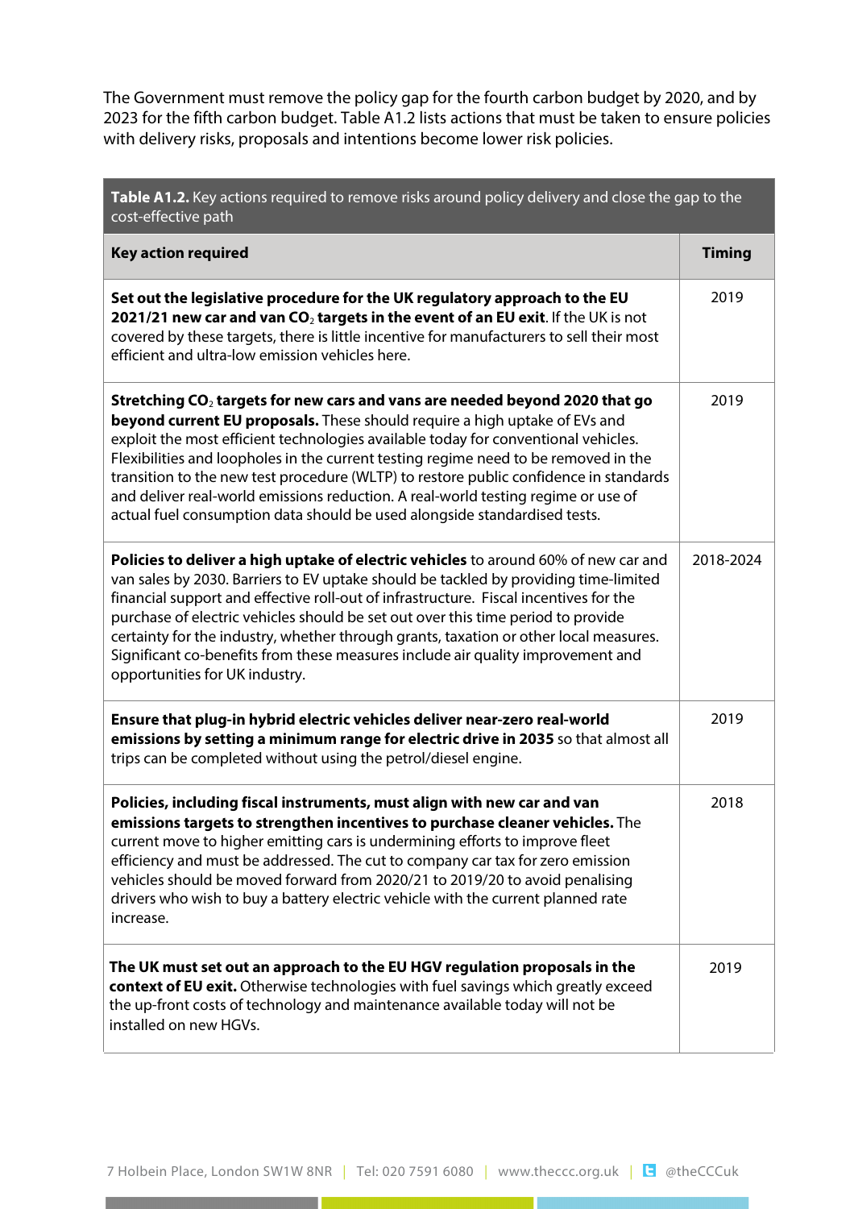The Government must remove the policy gap for the fourth carbon budget by 2020, and by 2023 for the fifth carbon budget. Table A1.2 lists actions that must be taken to ensure policies with delivery risks, proposals and intentions become lower risk policies.

**Table A1.2.** Key actions required to remove risks around policy delivery and close the gap to the cost-effective path

| Key action required | Timing |
|---|---|
| **Set out the legislative procedure for the UK regulatory approach to the EU 2021/21 new car and van $CO_2$ targets in the event of an EU exit**. If the UK is not covered by these targets, there is little incentive for manufacturers to sell their most efficient and ultra-low emission vehicles here. | 2019 |
| **Stretching $CO_2$ targets for new cars and vans are needed beyond 2020 that go beyond current EU proposals.** These should require a high uptake of EVs and exploit the most efficient technologies available today for conventional vehicles. Flexibilities and loopholes in the current testing regime need to be removed in the transition to the new test procedure (WLTP) to restore public confidence in standards and deliver real-world emissions reduction. A real-world testing regime or use of actual fuel consumption data should be used alongside standardised tests. | 2019 |
| **Policies to deliver a high uptake of electric vehicles** to around 60% of new car and van sales by 2030. Barriers to EV uptake should be tackled by providing time-limited financial support and effective roll-out of infrastructure. Fiscal incentives for the purchase of electric vehicles should be set out over this time period to provide certainty for the industry, whether through grants, taxation or other local measures. Significant co-benefits from these measures include air quality improvement and opportunities for UK industry. | 2018-2024 |
| **Ensure that plug-in hybrid electric vehicles deliver near-zero real-world emissions by setting a minimum range for electric drive in 2035** so that almost all trips can be completed without using the petrol/diesel engine. | 2019 |
| **Policies, including fiscal instruments, must align with new car and van emissions targets to strengthen incentives to purchase cleaner vehicles.** The current move to higher emitting cars is undermining efforts to improve fleet efficiency and must be addressed. The cut to company car tax for zero emission vehicles should be moved forward from 2020/21 to 2019/20 to avoid penalising drivers who wish to buy a battery electric vehicle with the current planned rate increase. | 2018 |
| **The UK must set out an approach to the EU HGV regulation proposals in the context of EU exit.** Otherwise technologies with fuel savings which greatly exceed the up-front costs of technology and maintenance available today will not be installed on new HGVs. | 2019 |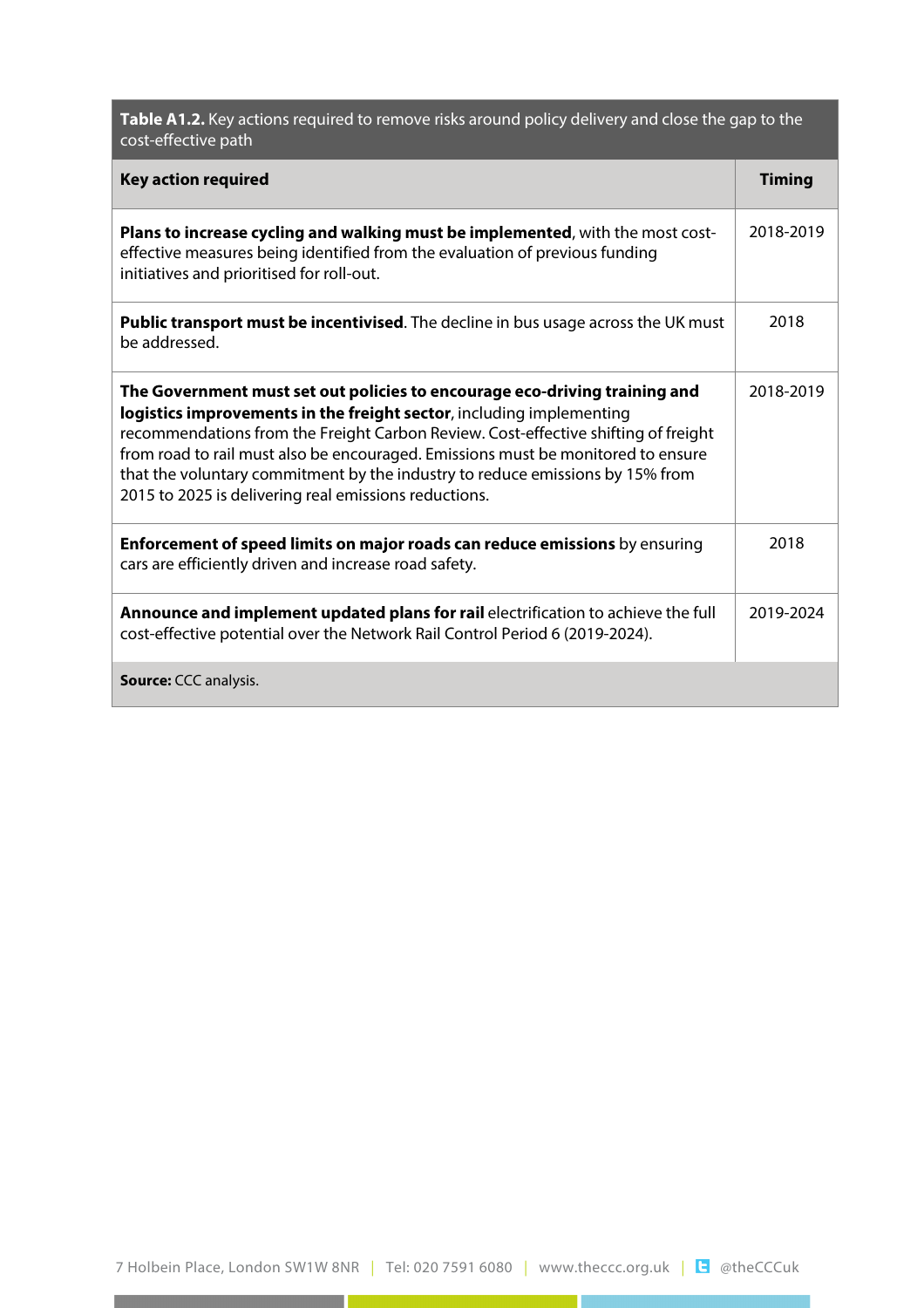**Table A1.2.** Key actions required to remove risks around policy delivery and close the gap to the cost-effective path

| Key action required | Timing |
|---|---|
| **Plans to increase cycling and walking must be implemented**, with the most cost-effective measures being identified from the evaluation of previous funding initiatives and prioritised for roll-out. | 2018-2019 |
| **Public transport must be incentivised**. The decline in bus usage across the UK must be addressed. | 2018 |
| **The Government must set out policies to encourage eco-driving training and logistics improvements in the freight sector**, including implementing recommendations from the Freight Carbon Review. Cost-effective shifting of freight from road to rail must also be encouraged. Emissions must be monitored to ensure that the voluntary commitment by the industry to reduce emissions by 15% from 2015 to 2025 is delivering real emissions reductions. | 2018-2019 |
| **Enforcement of speed limits on major roads can reduce emissions** by ensuring cars are efficiently driven and increase road safety. | 2018 |
| **Announce and implement updated plans for rail** electrification to achieve the full cost-effective potential over the Network Rail Control Period 6 (2019-2024). | 2019-2024 |

**Source:** CCC analysis.